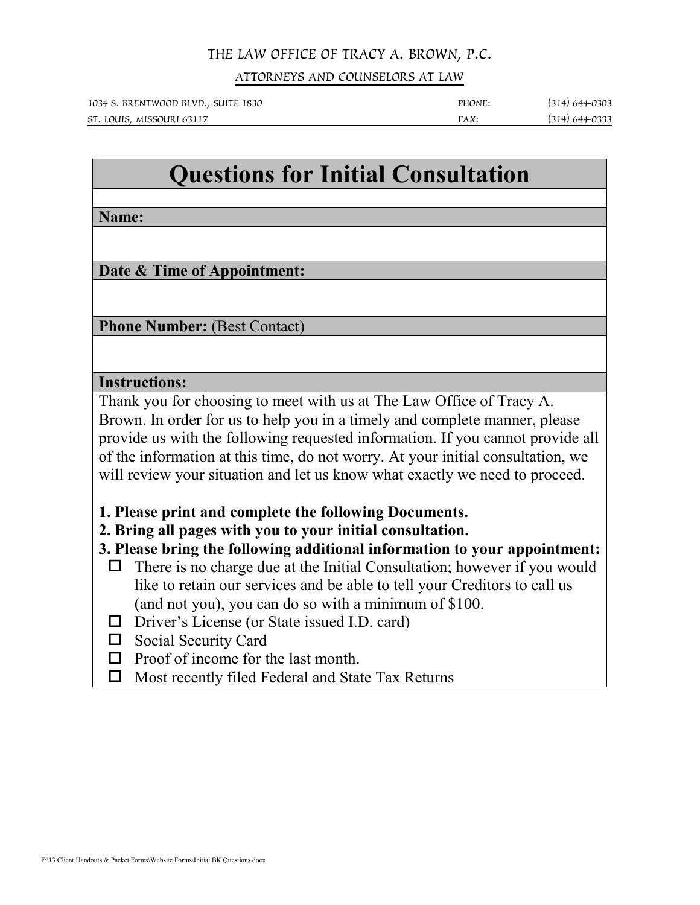THE LAW OFFICE OF TRACY A. BROWN, P.C.

ATTORNEYS AND COUNSELORS AT LAW

1034 S. BRENTWOOD BLVD., SUITE 1830 PHONE: (314) 644-0303
ST. LOUIS, MISSOURI 63117 FAX: (314) 644-0333

# Questions for Initial Consultation

**Name:**

**Date & Time of Appointment:**

**Phone Number:** (Best Contact)

**Instructions:**

Thank you for choosing to meet with us at The Law Office of Tracy A. Brown. In order for us to help you in a timely and complete manner, please provide us with the following requested information. If you cannot provide all of the information at this time, do not worry. At your initial consultation, we will review your situation and let us know what exactly we need to proceed.

**1. Please print and complete the following Documents.**
**2. Bring all pages with you to your initial consultation.**
**3. Please bring the following additional information to your appointment:**

- ☐ There is no charge due at the Initial Consultation; however if you would like to retain our services and be able to tell your Creditors to call us (and not you), you can do so with a minimum of $100.
- ☐ Driver's License (or State issued I.D. card)
- ☐ Social Security Card
- ☐ Proof of income for the last month.
- ☐ Most recently filed Federal and State Tax Returns

F:\13 Client Handouts & Packet Forms\Website Forms\Initial BK Questions.docx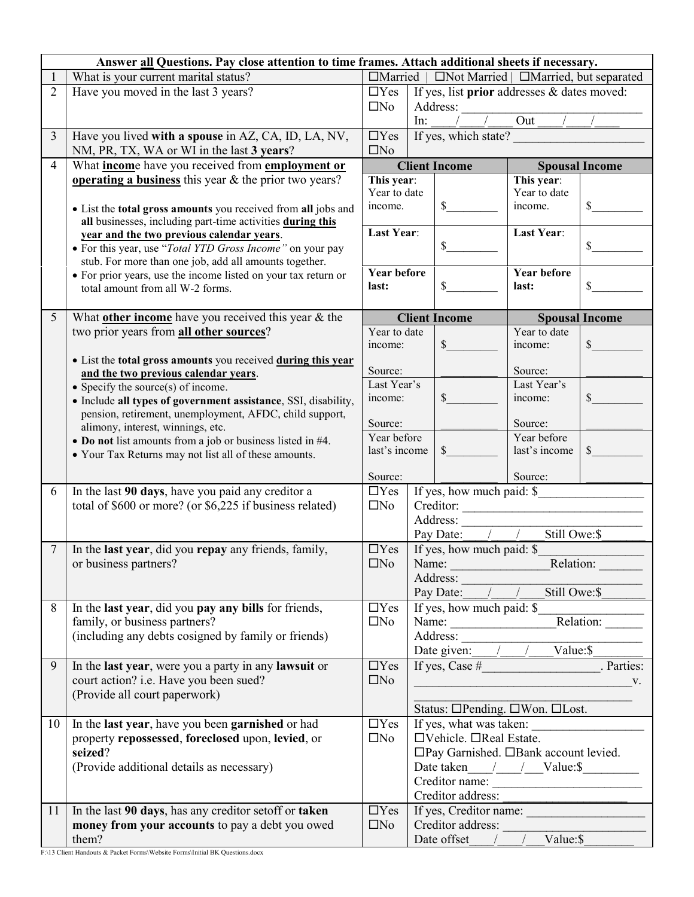| Answer all Questions. Pay close attention to time frames. Attach additional sheets if necessary. | | | |
|---|---|---|---|
| 1 | What is your current marital status? | ☐Married \| ☐Not Married \| ☐Married, but separated | |
| 2 | Have you moved in the last 3 years? | ☐Yes ☐No | If yes, list **prior** addresses & dates moved: Address: ____________________________ In: ____/____/____ Out ____/____/____ |
| 3 | Have you lived **with a spouse** in AZ, CA, ID, LA, NV, NM, PR, TX, WA or WI in the last **3 years**? | ☐Yes ☐No | If yes, which state? ____________________ |

| 4 | What **income** have you received from **employment or operating a business** this year & the prior two years? | **Client Income** | | **Spousal Income** | |
|---|---|---|---|---|---|
| | • List the **total gross amounts** you received from **all** jobs and **all** businesses, including part-time activities **during this year and the two previous calendar years**. | **This year**: Year to date income. | $________ | **This year**: Year to date income. | $________ |
| | • For this year, use "*Total YTD Gross Income"* on your pay stub. For more than one job, add all amounts together. | **Last Year**: | $________ | **Last Year**: | $________ |
| | • For prior years, use the income listed on your tax return or total amount from all W-2 forms. | **Year before last:** | $________ | **Year before last:** | $________ |

| 5 | What **other income** have you received this year & the two prior years from **all other sources**? | **Client Income** | | **Spousal Income** | |
|---|---|---|---|---|---|
| | • List the **total gross amounts** you received **during this year and the two previous calendar years**. | Year to date income: | $________ | Year to date income: | $________ |
| | | Source: | __________ | Source: | __________ |
| | • Specify the source(s) of income. • Include **all types of government assistance**, SSI, disability, pension, retirement, unemployment, AFDC, child support, alimony, interest, winnings, etc. | Last Year's income: | $________ | Last Year's income: | $________ |
| | | Source: | __________ | Source: | __________ |
| | • **Do not** list amounts from a job or business listed in #4. • Your Tax Returns may not list all of these amounts. | Year before last's income | $________ | Year before last's income | $________ |
| | | Source: | __________ | Source: | __________ |

| | | | |
|---|---|---|---|
| 6 | In the last **90 days**, have you paid any creditor a total of $600 or more? (or $6,225 if business related) | ☐Yes ☐No | If yes, how much paid: $________________ Creditor: ____________________________ Address: ____________________________ Pay Date:____/____/____Still Owe:$_______ |
| 7 | In the **last year**, did you **repay** any friends, family, or business partners? | ☐Yes ☐No | If yes, how much paid: $________________ Name: ________________Relation: _______ Address: ____________________________ Pay Date:____/____/____Still Owe:$_______ |
| 8 | In the **last year**, did you **pay any bills** for friends, family, or business partners? (including any debts cosigned by family or friends) | ☐Yes ☐No | If yes, how much paid: $________________ Name: ________________Relation: ______ Address: ____________________________ Date given:____/____/____Value:$________ |
| 9 | In the **last year**, were you a party in any **lawsuit** or court action? i.e. Have you been sued? (Provide all court paperwork) | ☐Yes ☐No | If yes, Case #__________________. Parties: ___________________________________v. ___________________________________ Status: ☐Pending. ☐Won. ☐Lost. |
| 10 | In the **last year**, have you been **garnished** or had property **repossessed**, **foreclosed** upon, **levied**, or **seized**? (Provide additional details as necessary) | ☐Yes ☐No | If yes, what was taken: _________________ ☐Vehicle. ☐Real Estate. ☐Pay Garnished. ☐Bank account levied. Date taken____/____/___Value:$_________ Creditor name: _______________________ Creditor address: _____________________ |
| 11 | In the last **90 days**, has any creditor setoff or **taken money from your accounts** to pay a debt you owed them? | ☐Yes ☐No | If yes, Creditor name: ___________________ Creditor address: _____________________ Date offset____/____/___Value:$________ |

F:\13 Client Handouts & Packet Forms\Website Forms\Initial BK Questions.docx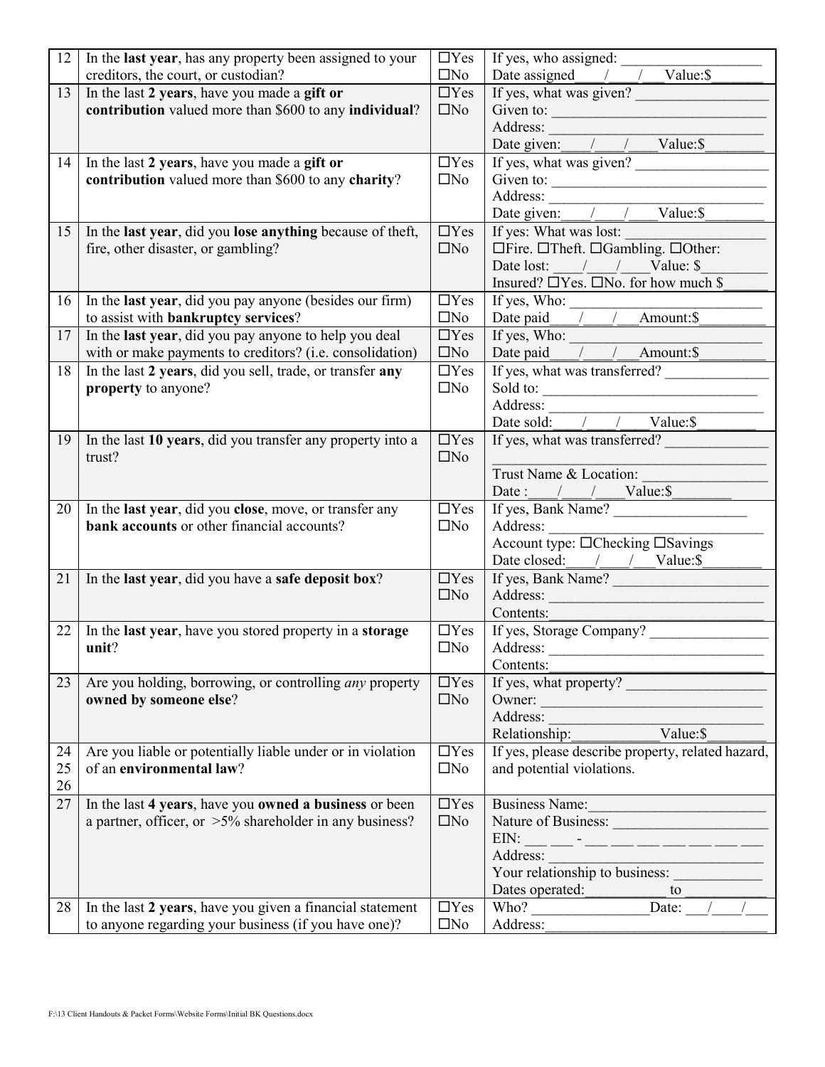| | | | |
|---|---|---|---|
| 12 | In the **last year**, has any property been assigned to your creditors, the court, or custodian? | ☐Yes<br>☐No | If yes, who assigned: ___________________<br>Date assigned____/____/___Value:$_______ |
| 13 | In the last **2 years**, have you made a **gift or contribution** valued more than $600 to any **individual**? | ☐Yes<br>☐No | If yes, what was given? _________________<br>Given to: _____________________________<br>Address: _____________________________<br>Date given:____/____/____Value:$________ |
| 14 | In the last **2 years**, have you made a **gift or contribution** valued more than $600 to any **charity**? | ☐Yes<br>☐No | If yes, what was given? _________________<br>Given to: _____________________________<br>Address: _____________________________<br>Date given:____/____/____Value:$________ |
| 15 | In the **last year**, did you **lose anything** because of theft, fire, other disaster, or gambling? | ☐Yes<br>☐No | If yes: What was lost: __________________<br>☐Fire. ☐Theft. ☐Gambling. ☐Other:<br>Date lost: ____/____/____Value: $________<br>Insured? ☐Yes. ☐No. for how much $______ |
| 16 | In the **last year**, did you pay anyone (besides our firm) to assist with **bankruptcy services**? | ☐Yes<br>☐No | If yes, Who: __________________________<br>Date paid____/____/___Amount:$_________ |
| 17 | In the **last year**, did you pay anyone to help you deal with or make payments to creditors? (i.e. consolidation) | ☐Yes<br>☐No | If yes, Who: __________________________<br>Date paid____/____/___Amount:$_________ |
| 18 | In the last **2 years**, did you sell, trade, or transfer **any property** to anyone? | ☐Yes<br>☐No | If yes, what was transferred? ______________<br>Sold to: _____________________________<br>Address: _____________________________<br>Date sold:____/____/____Value:$________ |
| 19 | In the last **10 years**, did you transfer any property into a trust? | ☐Yes<br>☐No | If yes, what was transferred? ______________<br>___________________________________<br>Trust Name & Location: ________________<br>Date :____/____/____Value:$________ |
| 20 | In the **last year**, did you **close**, move, or transfer any **bank accounts** or other financial accounts? | ☐Yes<br>☐No | If yes, Bank Name? __________________<br>Address: _____________________________<br>Account type: ☐Checking ☐Savings<br>Date closed:____/____/___Value:$________ |
| 21 | In the **last year**, did you have a **safe deposit box**? | ☐Yes<br>☐No | If yes, Bank Name? ____________________<br>Address: _____________________________<br>Contents:_____________________________ |
| 22 | In the **last year**, have you stored property in a **storage unit**? | ☐Yes<br>☐No | If yes, Storage Company? ________________<br>Address: _____________________________<br>Contents:_____________________________ |
| 23 | Are you holding, borrowing, or controlling *any* property **owned by someone else**? | ☐Yes<br>☐No | If yes, what property? ___________________<br>Owner: ______________________________<br>Address: _____________________________<br>Relationship:___________Value:$________ |
| 24<br>25<br>26 | Are you liable or potentially liable under or in violation of an **environmental law**? | ☐Yes<br>☐No | If yes, please describe property, related hazard, and potential violations. |
| 27 | In the last **4 years**, have you **owned a business** or been a partner, officer, or >5% shareholder in any business? | ☐Yes<br>☐No | Business Name:________________________<br>Nature of Business: ____________________<br>EIN: ___ ___ - ___ ___ ___ ___ ___ ___ ___<br>Address: _____________________________<br>Your relationship to business: ____________<br>Dates operated:___________ to ___________ |
| 28 | In the last **2 years**, have you given a financial statement to anyone regarding your business (if you have one)? | ☐Yes<br>☐No | Who? _______________Date: ___/____/___<br>Address:______________________________ |

F:\13 Client Handouts & Packet Forms\Website Forms\Initial BK Questions.docx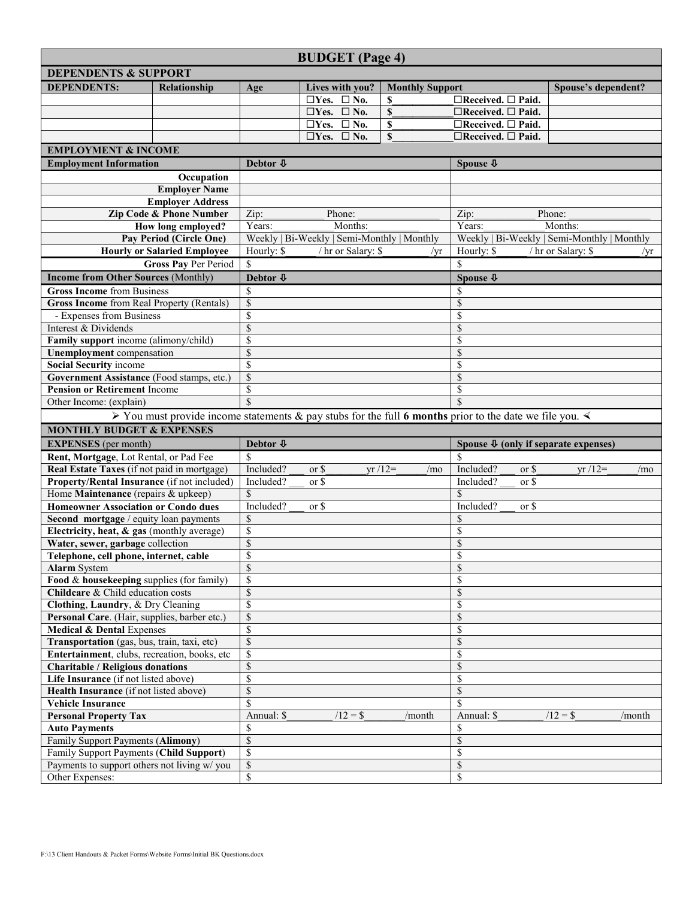# BUDGET (Page 4)

## DEPENDENTS & SUPPORT

| DEPENDENTS: | Relationship | Age | Lives with you? | Monthly Support | | Spouse's dependent? |
|---|---|---|---|---|---|---|
| | | | ☐Yes. ☐ No. | $___________ | ☐Received. ☐ Paid. | |
| | | | ☐Yes. ☐ No. | $___________ | ☐Received. ☐ Paid. | |
| | | | ☐Yes. ☐ No. | $___________ | ☐Received. ☐ Paid. | |
| | | | ☐Yes. ☐ No. | $___________ | ☐Received. ☐ Paid. | |

## EMPLOYMENT & INCOME

| Employment Information | Debtor ⇩ | Spouse ⇩ |
|---|---|---|
| Occupation | | |
| Employer Name | | |
| Employer Address | | |
| Zip Code & Phone Number | Zip:__________ Phone:______________ | Zip:__________ Phone:______________ |
| How long employed? | Years:__________ Months:__________ | Years:__________ Months:__________ |
| Pay Period (Circle One) | Weekly \| Bi-Weekly \| Semi-Monthly \| Monthly | Weekly \| Bi-Weekly \| Semi-Monthly \| Monthly |
| Hourly or Salaried Employee | Hourly: $______ / hr or Salary: $________ /yr | Hourly: $______ / hr or Salary: $________ /yr |
| **Gross Pay** Per Period | $ | $ |

| Income from Other Sources (Monthly) | Debtor ⇩ | Spouse ⇩ |
|---|---|---|
| **Gross Income** from Business | $ | $ |
| **Gross Income** from Real Property (Rentals) | $ | $ |
| - Expenses from Business | $ | $ |
| Interest & Dividends | $ | $ |
| **Family support** income (alimony/child) | $ | $ |
| **Unemployment** compensation | $ | $ |
| **Social Security** income | $ | $ |
| **Government Assistance** (Food stamps, etc.) | $ | $ |
| **Pension or Retirement** Income | $ | $ |
| Other Income: (explain) | $ | $ |

➢ You must provide income statements & pay stubs for the full **6 months** prior to the date we file you. ◄

## MONTHLY BUDGET & EXPENSES

| EXPENSES (per month) | Debtor ⇩ | Spouse ⇩ (only if separate expenses) |
|---|---|---|
| **Rent, Mortgage**, Lot Rental, or Pad Fee | $ | $ |
| **Real Estate Taxes** (if not paid in mortgage) | Included? ___ or $_______ yr /12= _____ /mo | Included? ___ or $_______ yr /12= _____ /mo |
| **Property/Rental Insurance** (if not included) | Included? ___ or $ | Included? ___ or $ |
| Home **Maintenance** (repairs & upkeep) | $ | $ |
| **Homeowner Association or Condo dues** | Included? ___ or $ | Included? ___ or $ |
| **Second mortgage** / equity loan payments | $ | $ |
| **Electricity, heat, & gas** (monthly average) | $ | $ |
| **Water, sewer, garbage** collection | $ | $ |
| **Telephone, cell phone, internet, cable** | $ | $ |
| **Alarm** System | $ | $ |
| **Food** & **housekeeping** supplies (for family) | $ | $ |
| **Childcare** & Child education costs | $ | $ |
| **Clothing**, **Laundry**, & Dry Cleaning | $ | $ |
| **Personal Care**. (Hair, supplies, barber etc.) | $ | $ |
| **Medical & Dental** Expenses | $ | $ |
| **Transportation** (gas, bus, train, taxi, etc) | $ | $ |
| **Entertainment**, clubs, recreation, books, etc | $ | $ |
| **Charitable / Religious donations** | $ | $ |
| **Life Insurance** (if not listed above) | $ | $ |
| **Health Insurance** (if not listed above) | $ | $ |
| **Vehicle Insurance** | $ | $ |
| **Personal Property Tax** | Annual: $________ /12 = $_______ /month | Annual: $________ /12 = $_______ /month |
| **Auto Payments** | $ | $ |
| Family Support Payments (**Alimony**) | $ | $ |
| Family Support Payments (**Child Support**) | $ | $ |
| Payments to support others not living w/ you | $ | $ |
| Other Expenses: | $ | $ |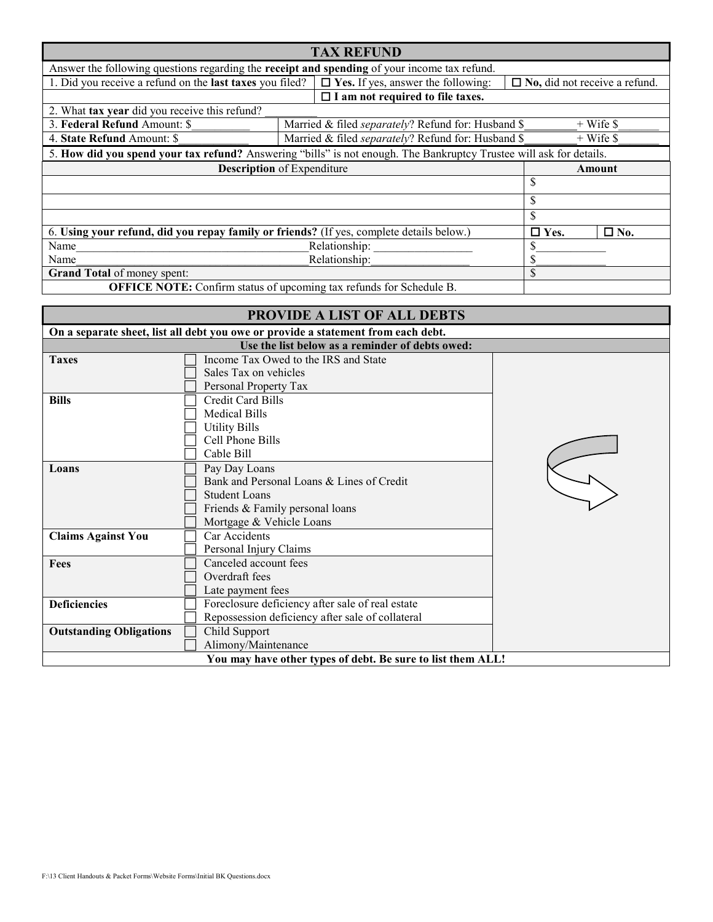## TAX REFUND

Answer the following questions regarding the **receipt and spending** of your income tax refund.

| | | |
|---|---|---|
| 1. Did you receive a refund on the **last taxes** you filed? | ☐ **Yes.** If yes, answer the following: | ☐ **No,** did not receive a refund. |
| | ☐ **I am not required to file taxes.** | |

2. What **tax year** did you receive this refund? _________

| | |
|---|---|
| 3. **Federal Refund** Amount: $__________ | Married & filed *separately*? Refund for: Husband $________ + Wife $_______ |
| 4. **State Refund** Amount: $__________ | Married & filed *separately*? Refund for: Husband $________ + Wife $_______ |

5. **How did you spend your tax refund?** Answering "bills" is not enough. The Bankruptcy Trustee will ask for details.

| **Description** of Expenditure | Amount | |
|---|---|---|
| | $ | |
| | $ | |
| | $ | |
| 6. **Using your refund, did you repay family or friends?** (If yes, complete details below.) | ☐ **Yes.** | ☐ **No.** |
| Name_______________________________ Relationship: _______________ | $____________ | |
| Name_______________________________ Relationship: _______________ | $____________ | |
| **Grand Total** of money spent: | $ | |
| **OFFICE NOTE:** Confirm status of upcoming tax refunds for Schedule B. | | |

## PROVIDE A LIST OF ALL DEBTS

**On a separate sheet, list all debt you owe or provide a statement from each debt.**

**Use the list below as a reminder of debts owed:**

| | |
|---|---|
| **Taxes** | ☐ Income Tax Owed to the IRS and State<br>☐ Sales Tax on vehicles<br>☐ Personal Property Tax |
| **Bills** | ☐ Credit Card Bills<br>☐ Medical Bills<br>☐ Utility Bills<br>☐ Cell Phone Bills<br>☐ Cable Bill |
| **Loans** | ☐ Pay Day Loans<br>☐ Bank and Personal Loans & Lines of Credit<br>☐ Student Loans<br>☐ Friends & Family personal loans<br>☐ Mortgage & Vehicle Loans |
| **Claims Against You** | ☐ Car Accidents<br>☐ Personal Injury Claims |
| **Fees** | ☐ Canceled account fees<br>☐ Overdraft fees<br>☐ Late payment fees |
| **Deficiencies** | ☐ Foreclosure deficiency after sale of real estate<br>☐ Repossession deficiency after sale of collateral |
| **Outstanding Obligations** | ☐ Child Support<br>☐ Alimony/Maintenance |

**You may have other types of debt. Be sure to list them ALL!**

F:\13 Client Handouts & Packet Forms\Website Forms\Initial BK Questions.docx